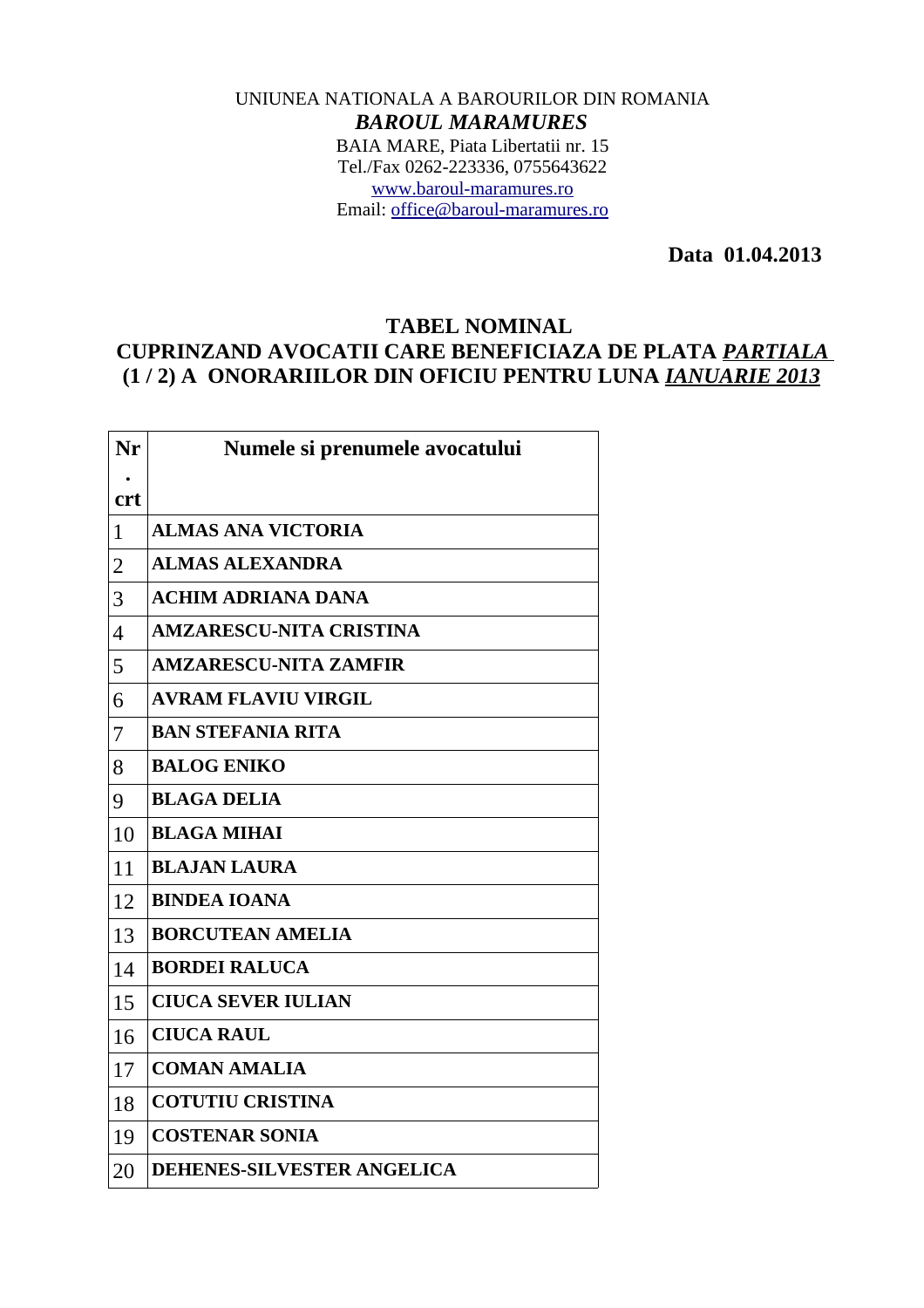UNIUNEA NATIONALA A BAROURILOR DIN ROMANIA

***BAROUL MARAMURES***

BAIA MARE, Piata Libertatii nr. 15

Tel./Fax 0262-223336, 0755643622

www.baroul-maramures.ro

Email: office@baroul-maramures.ro

**Data 01.04.2013**

## TABEL NOMINAL
## CUPRINZAND AVOCATII CARE BENEFICIAZA DE PLATA *PARTIALA* (1 / 2) A ONORARIILOR DIN OFICIU PENTRU LUNA *IANUARIE 2013*

| Nr. crt | Numele si prenumele avocatului |
|---|---|
| 1 | **ALMAS ANA VICTORIA** |
| 2 | **ALMAS ALEXANDRA** |
| 3 | **ACHIM ADRIANA DANA** |
| 4 | **AMZARESCU-NITA CRISTINA** |
| 5 | **AMZARESCU-NITA ZAMFIR** |
| 6 | **AVRAM FLAVIU VIRGIL** |
| 7 | **BAN STEFANIA RITA** |
| 8 | **BALOG ENIKO** |
| 9 | **BLAGA DELIA** |
| 10 | **BLAGA MIHAI** |
| 11 | **BLAJAN LAURA** |
| 12 | **BINDEA IOANA** |
| 13 | **BORCUTEAN AMELIA** |
| 14 | **BORDEI RALUCA** |
| 15 | **CIUCA SEVER IULIAN** |
| 16 | **CIUCA RAUL** |
| 17 | **COMAN AMALIA** |
| 18 | **COTUTIU CRISTINA** |
| 19 | **COSTENAR SONIA** |
| 20 | **DEHENES-SILVESTER ANGELICA** |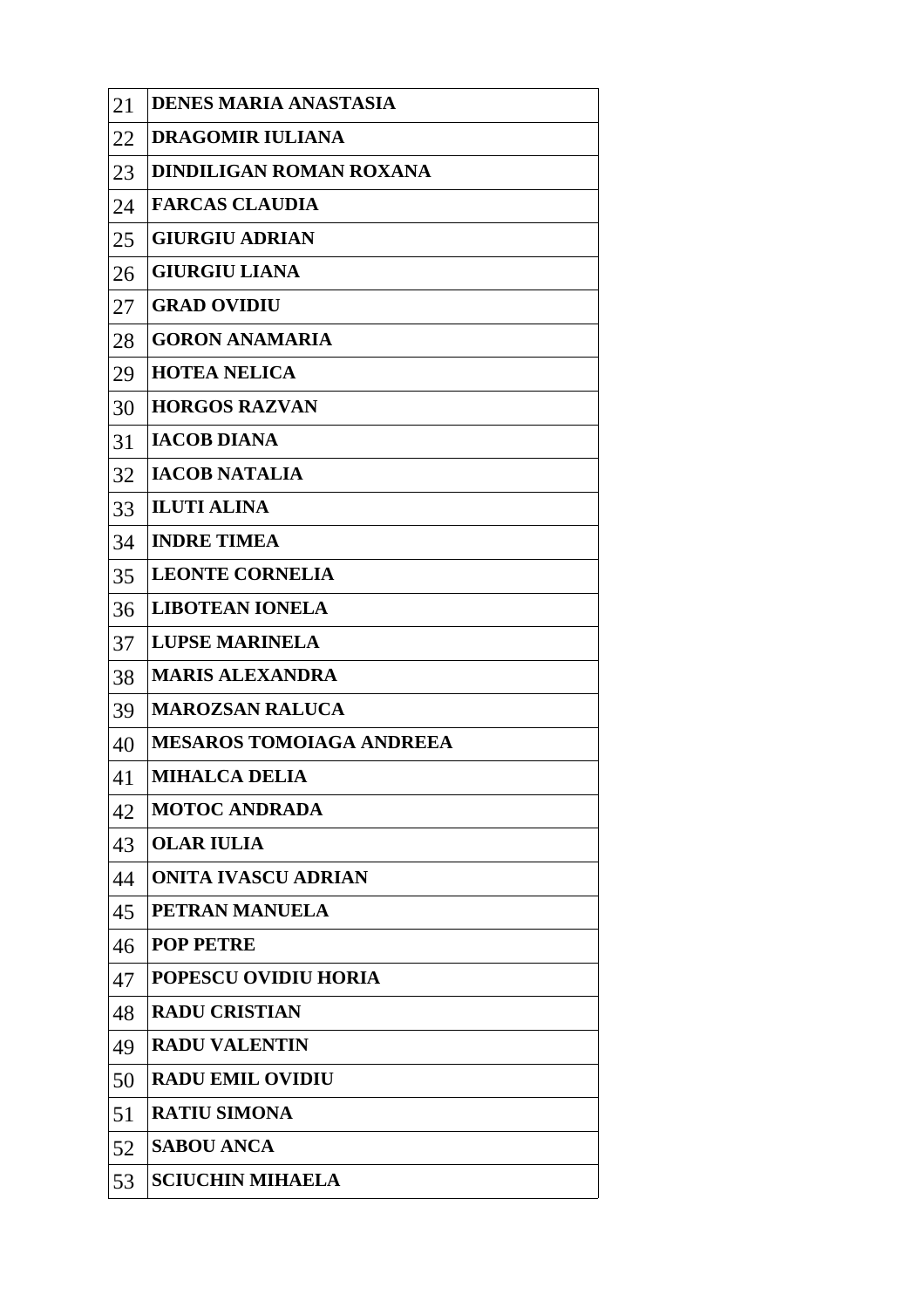| | |
|---|---|
| 21 | **DENES MARIA ANASTASIA** |
| 22 | **DRAGOMIR IULIANA** |
| 23 | **DINDILIGAN ROMAN ROXANA** |
| 24 | **FARCAS CLAUDIA** |
| 25 | **GIURGIU ADRIAN** |
| 26 | **GIURGIU LIANA** |
| 27 | **GRAD OVIDIU** |
| 28 | **GORON ANAMARIA** |
| 29 | **HOTEA NELICA** |
| 30 | **HORGOS RAZVAN** |
| 31 | **IACOB DIANA** |
| 32 | **IACOB NATALIA** |
| 33 | **ILUTI ALINA** |
| 34 | **INDRE TIMEA** |
| 35 | **LEONTE CORNELIA** |
| 36 | **LIBOTEAN IONELA** |
| 37 | **LUPSE MARINELA** |
| 38 | **MARIS ALEXANDRA** |
| 39 | **MAROZSAN RALUCA** |
| 40 | **MESAROS TOMOIAGA ANDREEA** |
| 41 | **MIHALCA DELIA** |
| 42 | **MOTOC ANDRADA** |
| 43 | **OLAR IULIA** |
| 44 | **ONITA IVASCU ADRIAN** |
| 45 | **PETRAN MANUELA** |
| 46 | **POP PETRE** |
| 47 | **POPESCU OVIDIU HORIA** |
| 48 | **RADU CRISTIAN** |
| 49 | **RADU VALENTIN** |
| 50 | **RADU EMIL OVIDIU** |
| 51 | **RATIU SIMONA** |
| 52 | **SABOU ANCA** |
| 53 | **SCIUCHIN MIHAELA** |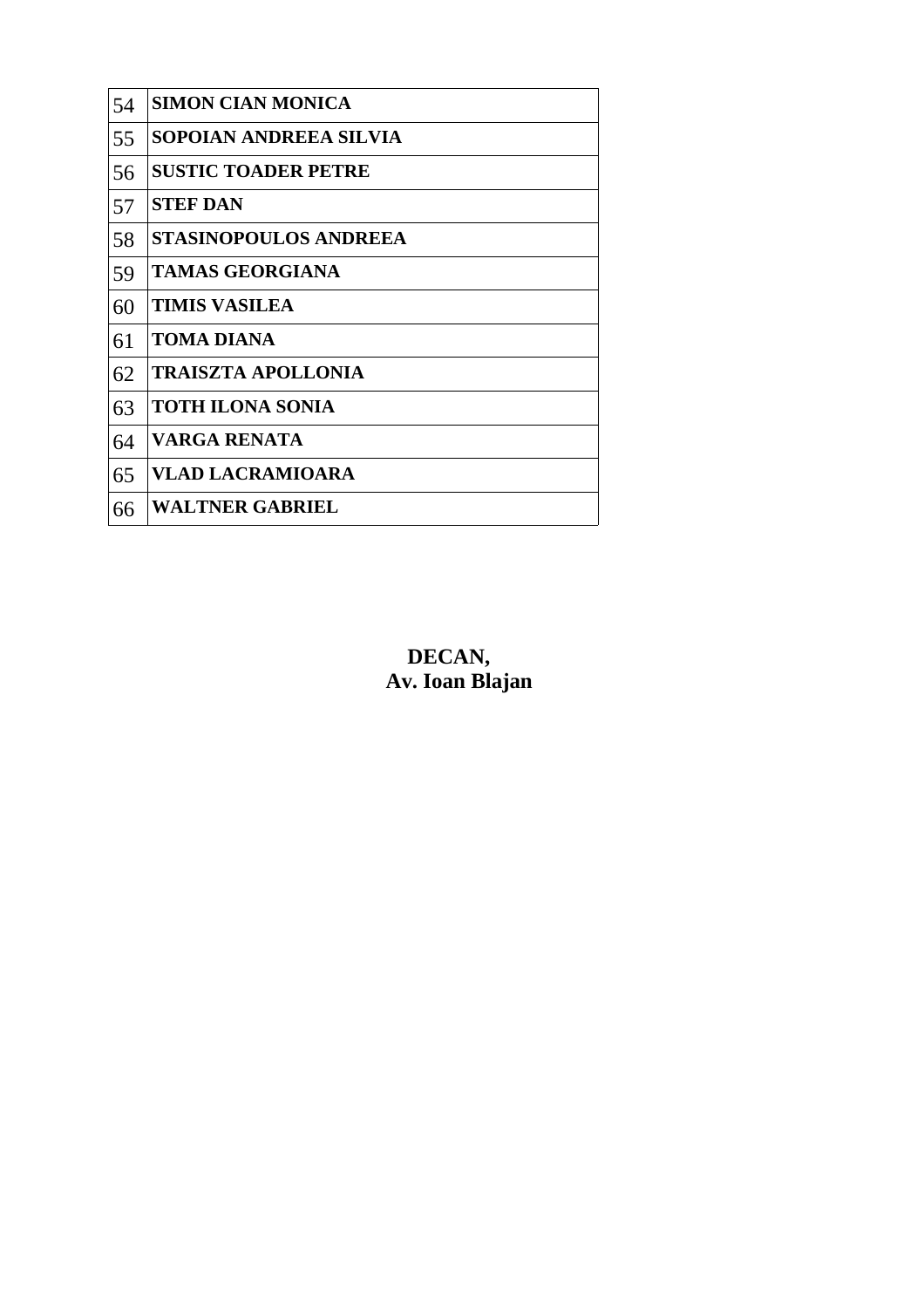| | |
|---|---|
| 54 | **SIMON CIAN MONICA** |
| 55 | **SOPOIAN ANDREEA SILVIA** |
| 56 | **SUSTIC TOADER PETRE** |
| 57 | **STEF DAN** |
| 58 | **STASINOPOULOS ANDREEA** |
| 59 | **TAMAS GEORGIANA** |
| 60 | **TIMIS VASILEA** |
| 61 | **TOMA DIANA** |
| 62 | **TRAISZTA APOLLONIA** |
| 63 | **TOTH ILONA SONIA** |
| 64 | **VARGA RENATA** |
| 65 | **VLAD LACRAMIOARA** |
| 66 | **WALTNER GABRIEL** |

**DECAN,**
**Av. Ioan Blajan**